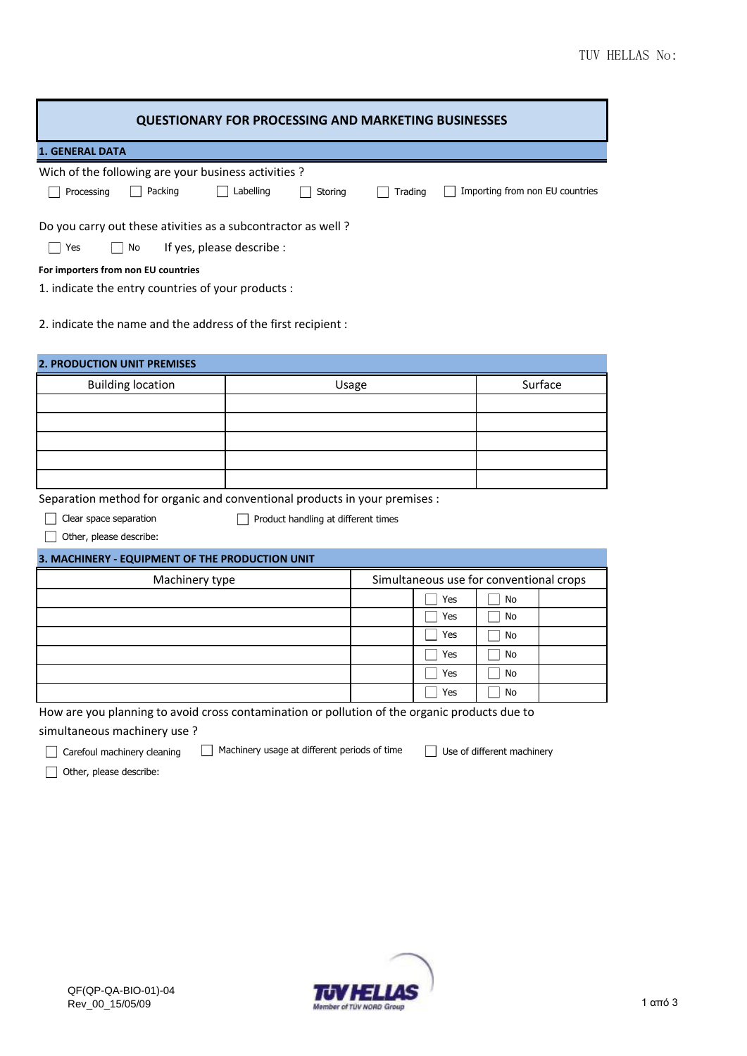TUV HELLAS No:

# QUESTIONARY FOR PROCESSING AND MARKETING BUSINESSES

## 1. GENERAL DATA

Wich of the following are your business activities ?

☐ Processing ☐ Packing ☐ Labelling ☐ Storing ☐ Trading ☐ Importing from non EU countries

Do you carry out these ativities as a subcontractor as well ?

☐ Yes ☐ No If yes, please describe :

**For importers from non EU countries**

1. indicate the entry countries of your products :

2. indicate the name and the address of the first recipient :

## 2. PRODUCTION UNIT PREMISES

| Building location | Usage | Surface |
|---|---|---|
| | | |
| | | |
| | | |
| | | |
| | | |

Separation method for organic and conventional products in your premises :

☐ Clear space separation ☐ Product handling at different times

☐ Other, please describe:

## 3. MACHINERY - EQUIPMENT OF THE PRODUCTION UNIT

| Machinery type | Simultaneous use for conventional crops | | | |
|---|---|---|---|---|
| | | ☐ Yes | ☐ No | |
| | | ☐ Yes | ☐ No | |
| | | ☐ Yes | ☐ No | |
| | | ☐ Yes | ☐ No | |
| | | ☐ Yes | ☐ No | |
| | | ☐ Yes | ☐ No | |

How are you planning to avoid cross contamination or pollution of the organic products due to simultaneous machinery use ?

☐ Carefoul machinery cleaning ☐ Machinery usage at different periods of time ☐ Use of different machinery

☐ Other, please describe:

QF(QP-QA-BIO-01)-04
Rev_00_15/05/09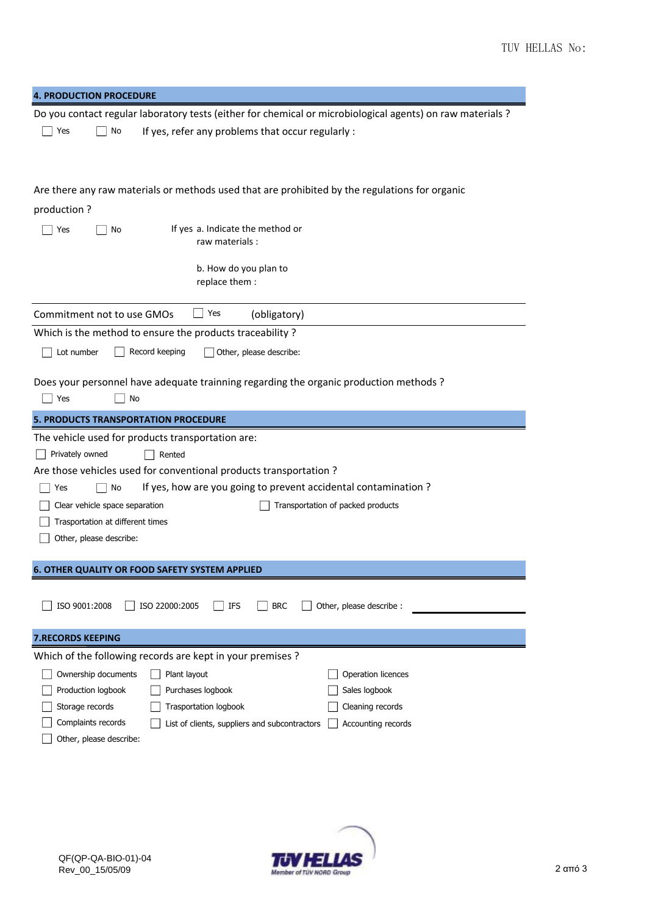## 4. PRODUCTION PROCEDURE

Do you contact regular laboratory tests (either for chemical or microbiological agents) on raw materials ?

☐ Yes ☐ No If yes, refer any problems that occur regularly :

Are there any raw materials or methods used that are prohibited by the regulations for organic production ?

☐ Yes ☐ No If yes a. Indicate the method or raw materials :

b. How do you plan to replace them :

Commitment not to use GMOs ☐ Yes (obligatory)

Which is the method to ensure the products traceability ?

☐ Lot number ☐ Record keeping ☐ Other, please describe:

Does your personnel have adequate trainning regarding the organic production methods ?

☐ Yes ☐ No

## 5. PRODUCTS TRANSPORTATION PROCEDURE

The vehicle used for products transportation are:

☐ Privately owned ☐ Rented

Are those vehicles used for conventional products transportation ?

☐ Yes ☐ No If yes, how are you going to prevent accidental contamination ?

☐ Clear vehicle space separation ☐ Transportation of packed products

☐ Trasportation at different times

☐ Other, please describe:

## 6. OTHER QUALITY OR FOOD SAFETY SYSTEM APPLIED

☐ ISO 9001:2008 ☐ ISO 22000:2005 ☐ IFS ☐ BRC ☐ Other, please describe : ____________

## 7.RECORDS KEEPING

Which of the following records are kept in your premises ?

☐ Ownership documents ☐ Plant layout ☐ Operation licences

☐ Production logbook ☐ Purchases logbook ☐ Sales logbook

☐ Storage records ☐ Trasportation logbook ☐ Cleaning records

☐ Complaints records ☐ List of clients, suppliers and subcontractors ☐ Accounting records

☐ Other, please describe: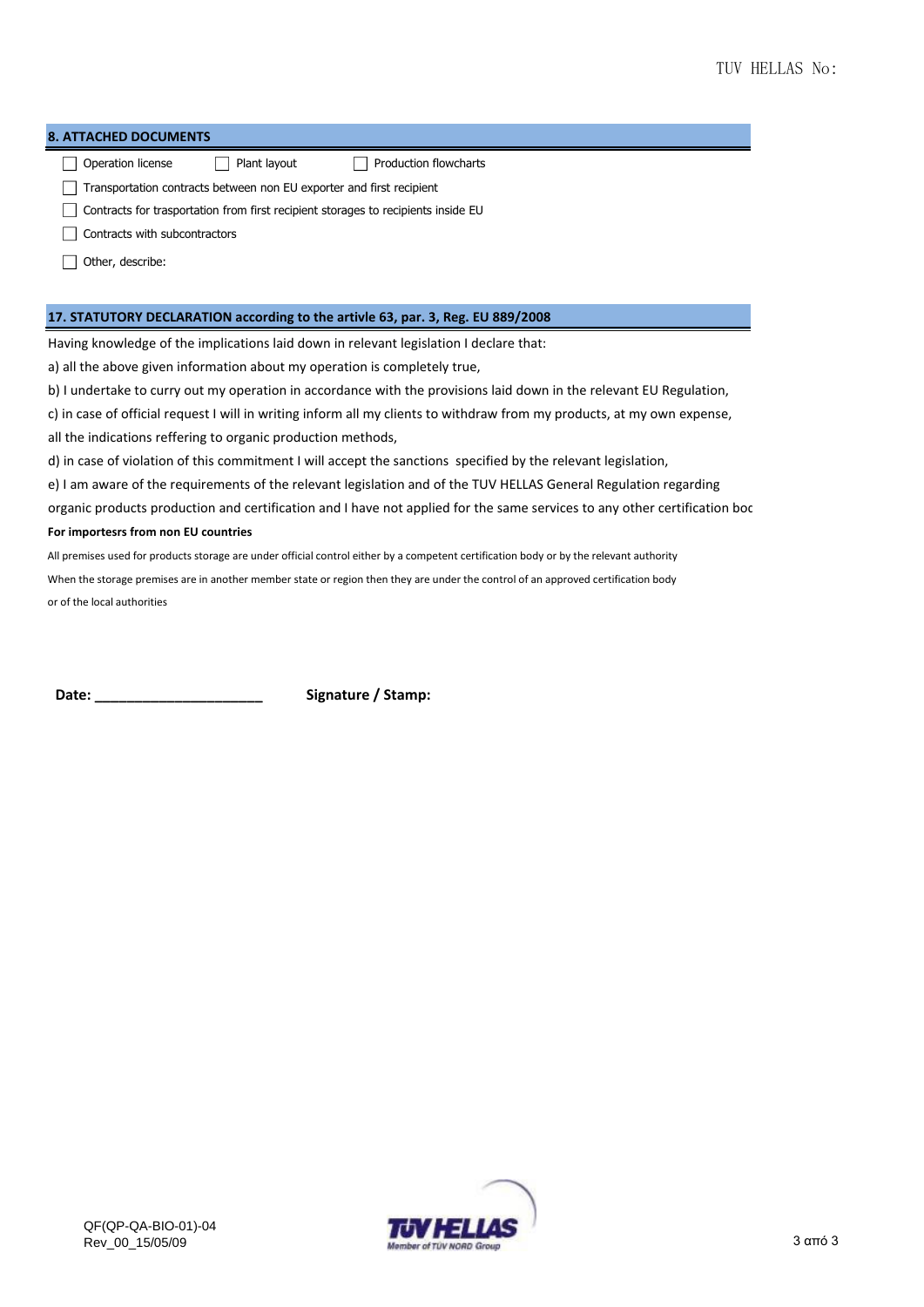TUV HELLAS No:

## 8. ATTACHED DOCUMENTS

- ☐ Operation license ☐ Plant layout ☐ Production flowcharts
- ☐ Transportation contracts between non EU exporter and first recipient
- ☐ Contracts for trasportation from first recipient storages to recipients inside EU
- ☐ Contracts with subcontractors
- ☐ Other, describe:

## 17. STATUTORY DECLARATION according to the artivle 63, par. 3, Reg. EU 889/2008

Having knowledge of the implications laid down in relevant legislation I declare that:

a) all the above given information about my operation is completely true,

b) I undertake to curry out my operation in accordance with the provisions laid down in the relevant EU Regulation,

c) in case of official request I will in writing inform all my clients to withdraw from my products, at my own expense, all the indications reffering to organic production methods,

d) in case of violation of this commitment I will accept the sanctions specified by the relevant legislation,

e) I am aware of the requirements of the relevant legislation and of the TUV HELLAS General Regulation regarding organic products production and certification and I have not applied for the same services to any other certification boc

**For importesrs from non EU countries**

All premises used for products storage are under official control either by a competent certification body or by the relevant authority

When the storage premises are in another member state or region then they are under the control of an approved certification body or of the local authorities

**Date: ______________________** **Signature / Stamp:**

QF(QP-QA-BIO-01)-04
Rev_00_15/05/09